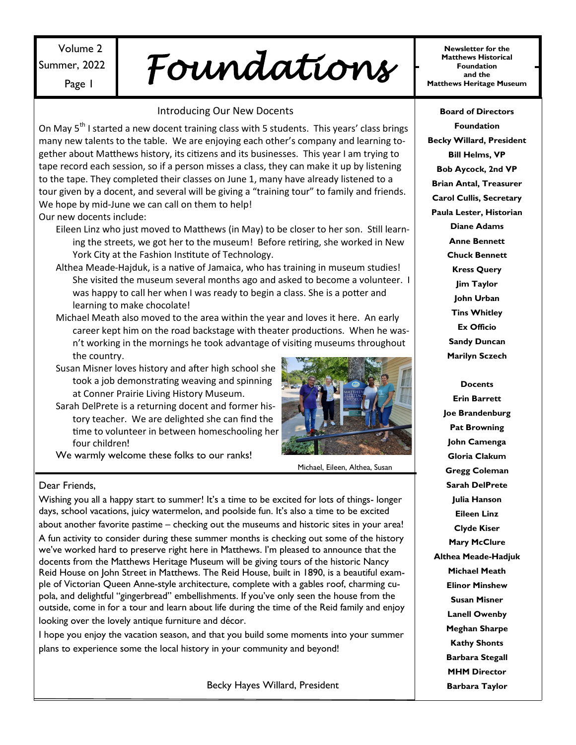# *Foundations*

Volume 2
Summer, 2022

Newsletter for the Matthews Historical Foundation and the Matthews Heritage Museum

## Introducing Our New Docents

On May 5th I started a new docent training class with 5 students. This years' class brings many new talents to the table. We are enjoying each other's company and learning together about Matthews history, its citizens and its businesses. This year I am trying to tape record each session, so if a person misses a class, they can make it up by listening to the tape. They completed their classes on June 1, many have already listened to a tour given by a docent, and several will be giving a "training tour" to family and friends. We hope by mid-June we can call on them to help!

Our new docents include:

Eileen Linz who just moved to Matthews (in May) to be closer to her son. Still learning the streets, we got her to the museum! Before retiring, she worked in New York City at the Fashion Institute of Technology.

Althea Meade-Hajduk, is a native of Jamaica, who has training in museum studies! She visited the museum several months ago and asked to become a volunteer. I was happy to call her when I was ready to begin a class. She is a potter and learning to make chocolate!

Michael Meath also moved to the area within the year and loves it here. An early career kept him on the road backstage with theater productions. When he wasn't working in the mornings he took advantage of visiting museums throughout the country.

Susan Misner loves history and after high school she took a job demonstrating weaving and spinning at Conner Prairie Living History Museum.

Sarah DelPrete is a returning docent and former history teacher. We are delighted she can find the time to volunteer in between homeschooling her four children!

We warmly welcome these folks to our ranks!

Michael, Eileen, Althea, Susan

---

Dear Friends,

Wishing you all a happy start to summer! It's a time to be excited for lots of things- longer days, school vacations, juicy watermelon, and poolside fun. It's also a time to be excited about another favorite pastime – checking out the museums and historic sites in your area!

A fun activity to consider during these summer months is checking out some of the history we've worked hard to preserve right here in Matthews. I'm pleased to announce that the docents from the Matthews Heritage Museum will be giving tours of the historic Nancy Reid House on John Street in Matthews. The Reid House, built in 1890, is a beautiful example of Victorian Queen Anne-style architecture, complete with a gables roof, charming cupola, and delightful "gingerbread" embellishments. If you've only seen the house from the outside, come in for a tour and learn about life during the time of the Reid family and enjoy looking over the lovely antique furniture and décor.

I hope you enjoy the vacation season, and that you build some moments into your summer plans to experience some the local history in your community and beyond!

Becky Hayes Willard, President

---

**Board of Directors**

**Foundation**

**Becky Willard, President**
**Bill Helms, VP**
**Bob Aycock, 2nd VP**
**Brian Antal, Treasurer**
**Carol Cullis, Secretary**
**Paula Lester, Historian**
**Diane Adams**
**Anne Bennett**
**Chuck Bennett**
**Kress Query**
**Jim Taylor**
**John Urban**
**Tins Whitley**

**Ex Officio**

**Sandy Duncan**
**Marilyn Sczech**

**Docents**

**Erin Barrett**
**Joe Brandenburg**
**Pat Browning**
**John Camenga**
**Gloria Clakum**
**Gregg Coleman**
**Sarah DelPrete**
**Julia Hanson**
**Eileen Linz**
**Clyde Kiser**
**Mary McClure**
**Althea Meade-Hadjuk**
**Michael Meath**
**Elinor Minshew**
**Susan Misner**
**Lanell Owenby**
**Meghan Sharpe**
**Kathy Shonts**
**Barbara Stegall**

**MHM Director**

**Barbara Taylor**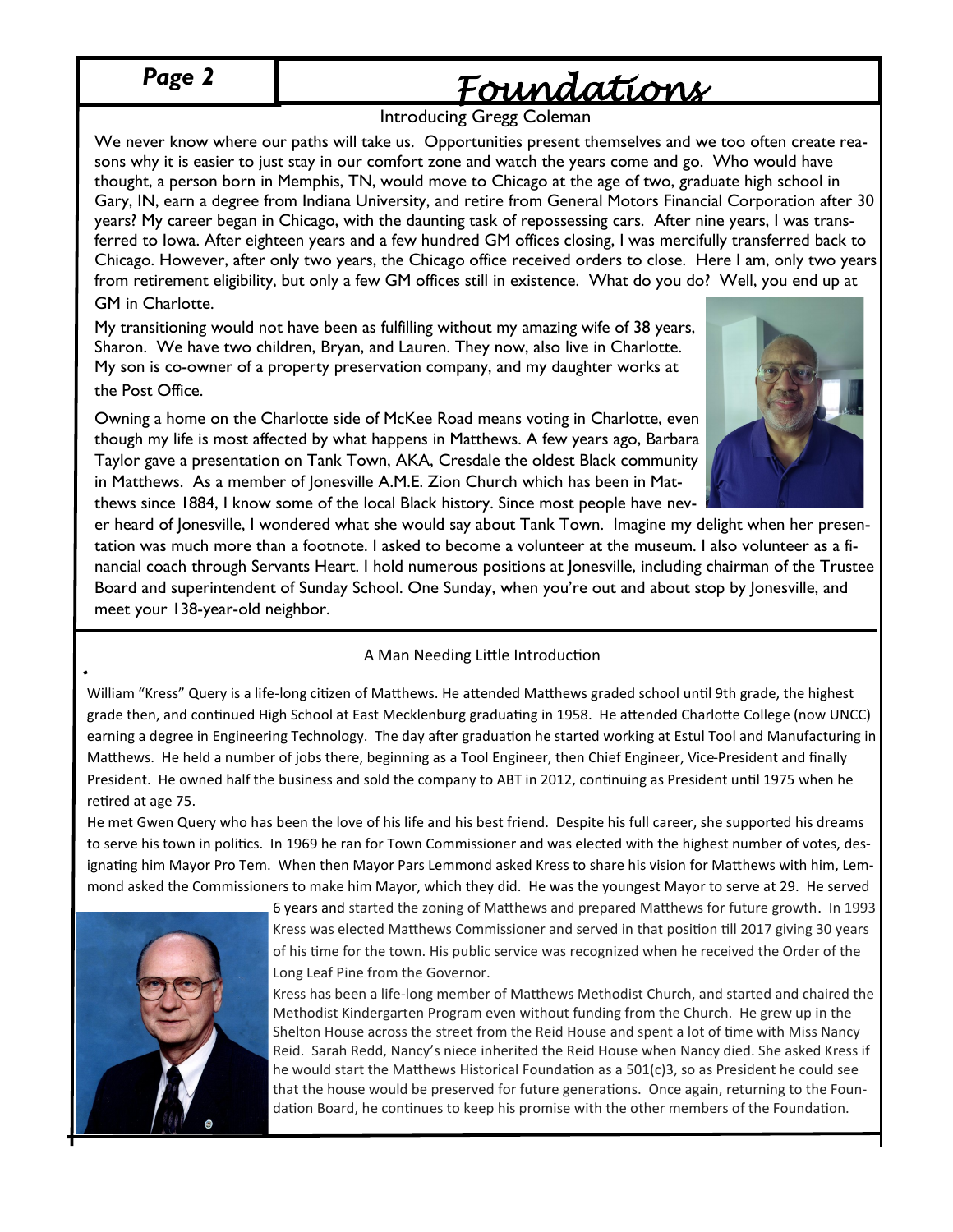# Foundations

## Introducing Gregg Coleman

We never know where our paths will take us. Opportunities present themselves and we too often create reasons why it is easier to just stay in our comfort zone and watch the years come and go. Who would have thought, a person born in Memphis, TN, would move to Chicago at the age of two, graduate high school in Gary, IN, earn a degree from Indiana University, and retire from General Motors Financial Corporation after 30 years? My career began in Chicago, with the daunting task of repossessing cars. After nine years, I was transferred to Iowa. After eighteen years and a few hundred GM offices closing, I was mercifully transferred back to Chicago. However, after only two years, the Chicago office received orders to close. Here I am, only two years from retirement eligibility, but only a few GM offices still in existence. What do you do? Well, you end up at GM in Charlotte.

My transitioning would not have been as fulfilling without my amazing wife of 38 years, Sharon. We have two children, Bryan, and Lauren. They now, also live in Charlotte. My son is co-owner of a property preservation company, and my daughter works at the Post Office.

Owning a home on the Charlotte side of McKee Road means voting in Charlotte, even though my life is most affected by what happens in Matthews. A few years ago, Barbara Taylor gave a presentation on Tank Town, AKA, Cresdale the oldest Black community in Matthews. As a member of Jonesville A.M.E. Zion Church which has been in Matthews since 1884, I know some of the local Black history. Since most people have never heard of Jonesville, I wondered what she would say about Tank Town. Imagine my delight when her presentation was much more than a footnote. I asked to become a volunteer at the museum. I also volunteer as a financial coach through Servants Heart. I hold numerous positions at Jonesville, including chairman of the Trustee Board and superintendent of Sunday School. One Sunday, when you're out and about stop by Jonesville, and meet your 138-year-old neighbor.

## A Man Needing Little Introduction

William "Kress" Query is a life-long citizen of Matthews. He attended Matthews graded school until 9th grade, the highest grade then, and continued High School at East Mecklenburg graduating in 1958. He attended Charlotte College (now UNCC) earning a degree in Engineering Technology. The day after graduation he started working at Estul Tool and Manufacturing in Matthews. He held a number of jobs there, beginning as a Tool Engineer, then Chief Engineer, Vice-President and finally President. He owned half the business and sold the company to ABT in 2012, continuing as President until 1975 when he retired at age 75.

He met Gwen Query who has been the love of his life and his best friend. Despite his full career, she supported his dreams to serve his town in politics. In 1969 he ran for Town Commissioner and was elected with the highest number of votes, designating him Mayor Pro Tem. When then Mayor Pars Lemmond asked Kress to share his vision for Matthews with him, Lemmond asked the Commissioners to make him Mayor, which they did. He was the youngest Mayor to serve at 29. He served 6 years and started the zoning of Matthews and prepared Matthews for future growth. In 1993 Kress was elected Matthews Commissioner and served in that position till 2017 giving 30 years of his time for the town. His public service was recognized when he received the Order of the Long Leaf Pine from the Governor.

Kress has been a life-long member of Matthews Methodist Church, and started and chaired the Methodist Kindergarten Program even without funding from the Church. He grew up in the Shelton House across the street from the Reid House and spent a lot of time with Miss Nancy Reid. Sarah Redd, Nancy's niece inherited the Reid House when Nancy died. She asked Kress if he would start the Matthews Historical Foundation as a 501(c)3, so as President he could see that the house would be preserved for future generations. Once again, returning to the Foundation Board, he continues to keep his promise with the other members of the Foundation.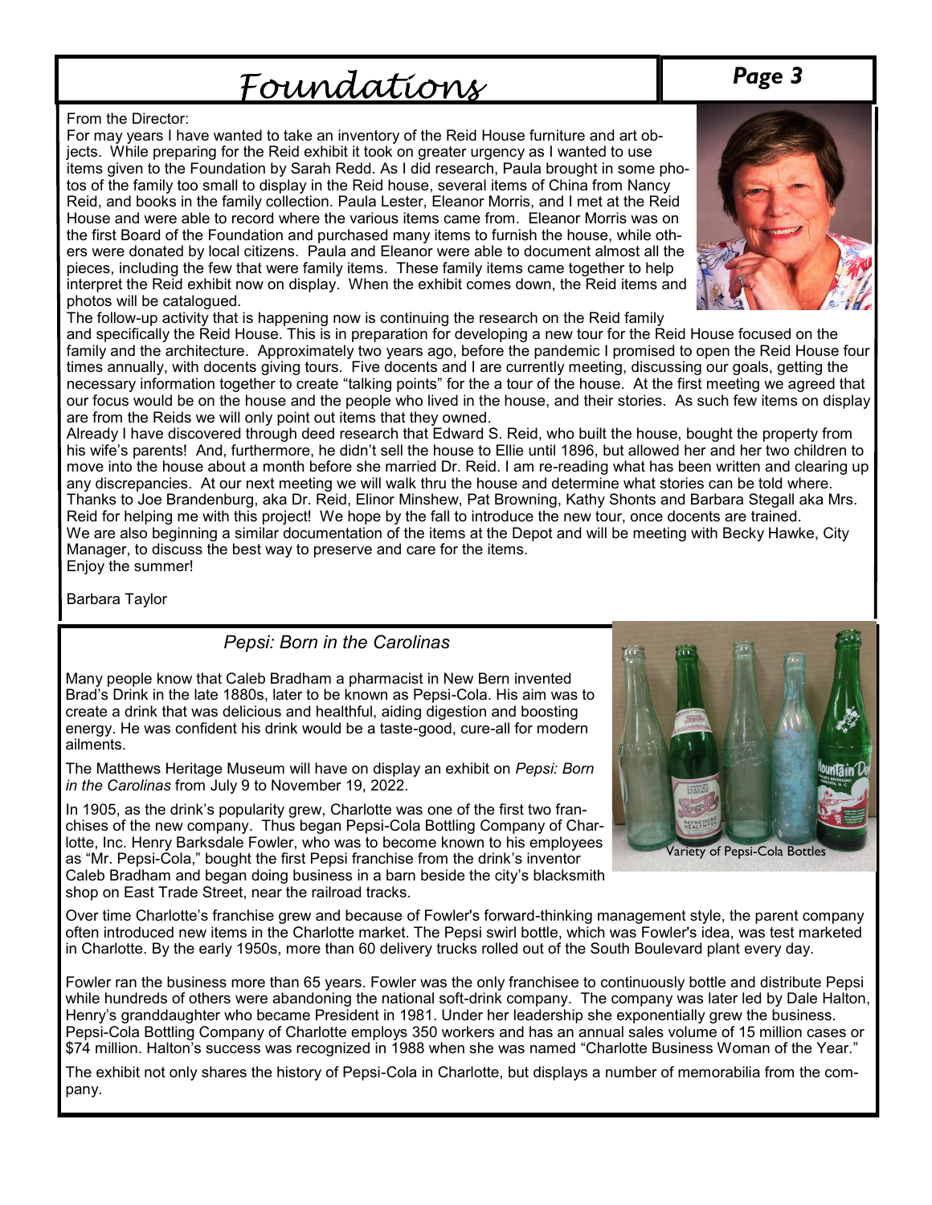From the Director:

For may years I have wanted to take an inventory of the Reid House furniture and art objects. While preparing for the Reid exhibit it took on greater urgency as I wanted to use items given to the Foundation by Sarah Redd. As I did research, Paula brought in some photos of the family too small to display in the Reid house, several items of China from Nancy Reid, and books in the family collection. Paula Lester, Eleanor Morris, and I met at the Reid House and were able to record where the various items came from. Eleanor Morris was on the first Board of the Foundation and purchased many items to furnish the house, while others were donated by local citizens. Paula and Eleanor were able to document almost all the pieces, including the few that were family items. These family items came together to help interpret the Reid exhibit now on display. When the exhibit comes down, the Reid items and photos will be catalogued.

The follow-up activity that is happening now is continuing the research on the Reid family and specifically the Reid House. This is in preparation for developing a new tour for the Reid House focused on the family and the architecture. Approximately two years ago, before the pandemic I promised to open the Reid House four times annually, with docents giving tours. Five docents and I are currently meeting, discussing our goals, getting the necessary information together to create "talking points" for the a tour of the house. At the first meeting we agreed that our focus would be on the house and the people who lived in the house, and their stories. As such few items on display are from the Reids we will only point out items that they owned.

Already I have discovered through deed research that Edward S. Reid, who built the house, bought the property from his wife's parents! And, furthermore, he didn't sell the house to Ellie until 1896, but allowed her and her two children to move into the house about a month before she married Dr. Reid. I am re-reading what has been written and clearing up any discrepancies. At our next meeting we will walk thru the house and determine what stories can be told where. Thanks to Joe Brandenburg, aka Dr. Reid, Elinor Minshew, Pat Browning, Kathy Shonts and Barbara Stegall aka Mrs. Reid for helping me with this project! We hope by the fall to introduce the new tour, once docents are trained.

We are also beginning a similar documentation of the items at the Depot and will be meeting with Becky Hawke, City Manager, to discuss the best way to preserve and care for the items.

Enjoy the summer!

Barbara Taylor

## *Pepsi: Born in the Carolinas*

Many people know that Caleb Bradham a pharmacist in New Bern invented Brad's Drink in the late 1880s, later to be known as Pepsi-Cola. His aim was to create a drink that was delicious and healthful, aiding digestion and boosting energy. He was confident his drink would be a taste-good, cure-all for modern ailments.

The Matthews Heritage Museum will have on display an exhibit on *Pepsi: Born in the Carolinas* from July 9 to November 19, 2022.

In 1905, as the drink's popularity grew, Charlotte was one of the first two franchises of the new company. Thus began Pepsi-Cola Bottling Company of Charlotte, Inc. Henry Barksdale Fowler, who was to become known to his employees as "Mr. Pepsi-Cola," bought the first Pepsi franchise from the drink's inventor Caleb Bradham and began doing business in a barn beside the city's blacksmith shop on East Trade Street, near the railroad tracks.

Variety of Pepsi-Cola Bottles

Over time Charlotte's franchise grew and because of Fowler's forward-thinking management style, the parent company often introduced new items in the Charlotte market. The Pepsi swirl bottle, which was Fowler's idea, was test marketed in Charlotte. By the early 1950s, more than 60 delivery trucks rolled out of the South Boulevard plant every day.

Fowler ran the business more than 65 years. Fowler was the only franchisee to continuously bottle and distribute Pepsi while hundreds of others were abandoning the national soft-drink company. The company was later led by Dale Halton, Henry's granddaughter who became President in 1981. Under her leadership she exponentially grew the business. Pepsi-Cola Bottling Company of Charlotte employs 350 workers and has an annual sales volume of 15 million cases or \$74 million. Halton's success was recognized in 1988 when she was named "Charlotte Business Woman of the Year."

The exhibit not only shares the history of Pepsi-Cola in Charlotte, but displays a number of memorabilia from the company.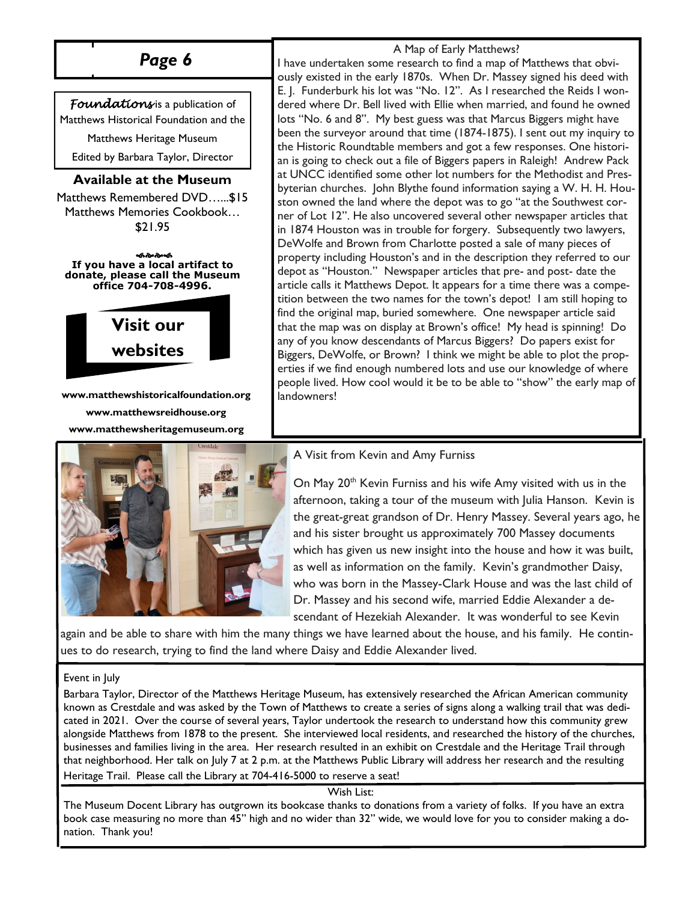## Page 6

*Foundations* is a publication of Matthews Historical Foundation and the Matthews Heritage Museum

Edited by Barbara Taylor, Director

**Available at the Museum**

Matthews Remembered DVD…...$15

Matthews Memories Cookbook… $21.95

**If you have a local artifact to donate, please call the Museum office 704-708-4996.**

**Visit our websites**

**www.matthewshistoricalfoundation.org**

**www.matthewsreidhouse.org**

**www.matthewsheritagemuseum.org**

### A Map of Early Matthews?

I have undertaken some research to find a map of Matthews that obviously existed in the early 1870s. When Dr. Massey signed his deed with E. J. Funderburk his lot was "No. 12". As I researched the Reids I wondered where Dr. Bell lived with Ellie when married, and found he owned lots "No. 6 and 8". My best guess was that Marcus Biggers might have been the surveyor around that time (1874-1875). I sent out my inquiry to the Historic Roundtable members and got a few responses. One historian is going to check out a file of Biggers papers in Raleigh! Andrew Pack at UNCC identified some other lot numbers for the Methodist and Presbyterian churches. John Blythe found information saying a W. H. H. Houston owned the land where the depot was to go "at the Southwest corner of Lot 12". He also uncovered several other newspaper articles that in 1874 Houston was in trouble for forgery. Subsequently two lawyers, DeWolfe and Brown from Charlotte posted a sale of many pieces of property including Houston's and in the description they referred to our depot as "Houston." Newspaper articles that pre- and post- date the article calls it Matthews Depot. It appears for a time there was a competition between the two names for the town's depot! I am still hoping to find the original map, buried somewhere. One newspaper article said that the map was on display at Brown's office! My head is spinning! Do any of you know descendants of Marcus Biggers? Do papers exist for Biggers, DeWolfe, or Brown? I think we might be able to plot the properties if we find enough numbered lots and use our knowledge of where people lived. How cool would it be to be able to "show" the early map of landowners!

### A Visit from Kevin and Amy Furniss

On May 20th Kevin Furniss and his wife Amy visited with us in the afternoon, taking a tour of the museum with Julia Hanson. Kevin is the great-great grandson of Dr. Henry Massey. Several years ago, he and his sister brought us approximately 700 Massey documents which has given us new insight into the house and how it was built, as well as information on the family. Kevin's grandmother Daisy, who was born in the Massey-Clark House and was the last child of Dr. Massey and his second wife, married Eddie Alexander a descendant of Hezekiah Alexander. It was wonderful to see Kevin again and be able to share with him the many things we have learned about the house, and his family. He continues to do research, trying to find the land where Daisy and Eddie Alexander lived.

### Event in July

Barbara Taylor, Director of the Matthews Heritage Museum, has extensively researched the African American community known as Crestdale and was asked by the Town of Matthews to create a series of signs along a walking trail that was dedicated in 2021. Over the course of several years, Taylor undertook the research to understand how this community grew alongside Matthews from 1878 to the present. She interviewed local residents, and researched the history of the churches, businesses and families living in the area. Her research resulted in an exhibit on Crestdale and the Heritage Trail through that neighborhood. Her talk on July 7 at 2 p.m. at the Matthews Public Library will address her research and the resulting Heritage Trail. Please call the Library at 704-416-5000 to reserve a seat!

### Wish List:

The Museum Docent Library has outgrown its bookcase thanks to donations from a variety of folks. If you have an extra book case measuring no more than 45" high and no wider than 32" wide, we would love for you to consider making a donation. Thank you!